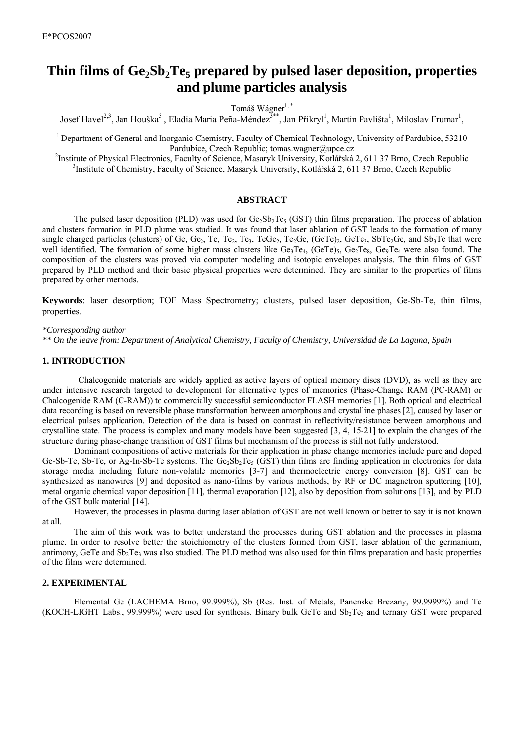# Thin films of $Ge_2Sb_2Te_5$ prepared by pulsed laser deposition, properties and plume particles analysis

Tomáš Wágner[1,*]

Josef Havel[2,3], Jan Houška[3], Eladia Maria Peña-Méndez[3**], Jan Přikryl[1], Martin Pavlišta[1], Miloslav Frumar[1],

[1] Department of General and Inorganic Chemistry, Faculty of Chemical Technology, University of Pardubice, 53210 Pardubice, Czech Republic; tomas.wagner@upce.cz

[2] Institute of Physical Electronics, Faculty of Science, Masaryk University, Kotlářská 2, 611 37 Brno, Czech Republic

[3] Institute of Chemistry, Faculty of Science, Masaryk University, Kotlářská 2, 611 37 Brno, Czech Republic

## ABSTRACT

The pulsed laser deposition (PLD) was used for $Ge_2Sb_2Te_5$ (GST) thin films preparation. The process of ablation and clusters formation in PLD plume was studied. It was found that laser ablation of GST leads to the formation of many single charged particles (clusters) of Ge, $Ge_2$, Te, $Te_2$, $Te_3$, $TeGe_2$, $Te_2Ge$, $(GeTe)_2$, $GeTe_3$, $SbTe_2Ge$, and $Sb_3Te$ that were well identified. The formation of some higher mass clusters like $Ge_3Te_4$, $(GeTe)_5$, $Ge_2Te_8$, $Ge_9Te_4$ were also found. The composition of the clusters was proved via computer modeling and isotopic envelopes analysis. The thin films of GST prepared by PLD method and their basic physical properties were determined. They are similar to the properties of films prepared by other methods.

**Keywords**: laser desorption; TOF Mass Spectrometry; clusters, pulsed laser deposition, Ge-Sb-Te, thin films, properties.

*\*Corresponding author*

*\*\* On the leave from: Department of Analytical Chemistry, Faculty of Chemistry, Universidad de La Laguna, Spain*

## 1. INTRODUCTION

Chalcogenide materials are widely applied as active layers of optical memory discs (DVD), as well as they are under intensive research targeted to development for alternative types of memories (Phase-Change RAM (PC-RAM) or Chalcogenide RAM (C-RAM)) to commercially successful semiconductor FLASH memories [1]. Both optical and electrical data recording is based on reversible phase transformation between amorphous and crystalline phases [2], caused by laser or electrical pulses application. Detection of the data is based on contrast in reflectivity/resistance between amorphous and crystalline state. The process is complex and many models have been suggested [3, 4, 15-21] to explain the changes of the structure during phase-change transition of GST films but mechanism of the process is still not fully understood.

Dominant compositions of active materials for their application in phase change memories include pure and doped Ge-Sb-Te, Sb-Te, or Ag-In-Sb-Te systems. The $Ge_2Sb_2Te_5$ (GST) thin films are finding application in electronics for data storage media including future non-volatile memories [3-7] and thermoelectric energy conversion [8]. GST can be synthesized as nanowires [9] and deposited as nano-films by various methods, by RF or DC magnetron sputtering [10], metal organic chemical vapor deposition [11], thermal evaporation [12], also by deposition from solutions [13], and by PLD of the GST bulk material [14].

However, the processes in plasma during laser ablation of GST are not well known or better to say it is not known at all.

The aim of this work was to better understand the processes during GST ablation and the processes in plasma plume. In order to resolve better the stoichiometry of the clusters formed from GST, laser ablation of the germanium, antimony, GeTe and $Sb_2Te_3$ was also studied. The PLD method was also used for thin films preparation and basic properties of the films were determined.

## 2. EXPERIMENTAL

Elemental Ge (LACHEMA Brno, 99.999%), Sb (Res. Inst. of Metals, Panenske Brezany, 99.9999%) and Te (KOCH-LIGHT Labs., 99.999%) were used for synthesis. Binary bulk GeTe and $Sb_2Te_3$ and ternary GST were prepared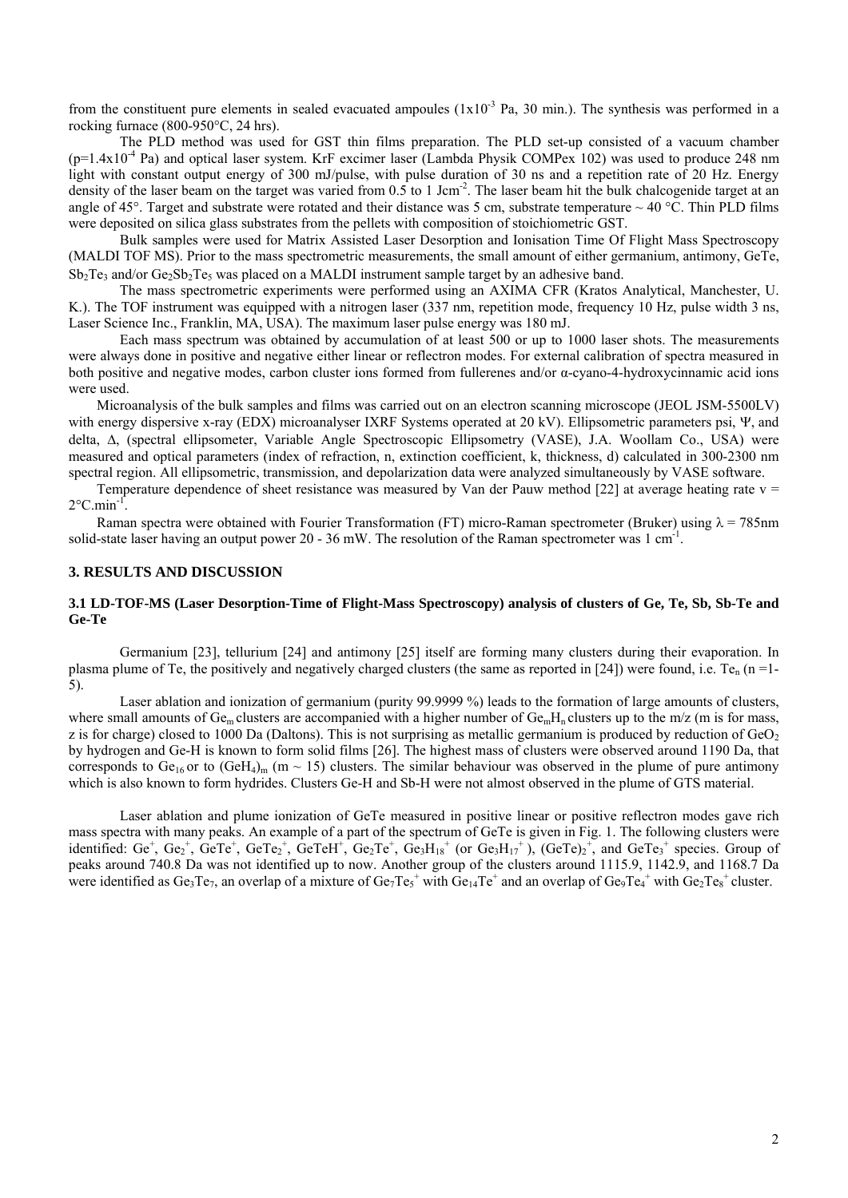from the constituent pure elements in sealed evacuated ampoules ($1x10^{-3}$ Pa, 30 min.). The synthesis was performed in a rocking furnace (800-950°C, 24 hrs).

The PLD method was used for GST thin films preparation. The PLD set-up consisted of a vacuum chamber ($p=1.4x10^{-4}$ Pa) and optical laser system. KrF excimer laser (Lambda Physik COMPex 102) was used to produce 248 nm light with constant output energy of 300 mJ/pulse, with pulse duration of 30 ns and a repetition rate of 20 Hz. Energy density of the laser beam on the target was varied from 0.5 to 1 $Jcm^{-2}$. The laser beam hit the bulk chalcogenide target at an angle of 45°. Target and substrate were rotated and their distance was 5 cm, substrate temperature ~ 40 °C. Thin PLD films were deposited on silica glass substrates from the pellets with composition of stoichiometric GST.

Bulk samples were used for Matrix Assisted Laser Desorption and Ionisation Time Of Flight Mass Spectroscopy (MALDI TOF MS). Prior to the mass spectrometric measurements, the small amount of either germanium, antimony, GeTe, $Sb_2Te_3$ and/or $Ge_2Sb_2Te_5$ was placed on a MALDI instrument sample target by an adhesive band.

The mass spectrometric experiments were performed using an AXIMA CFR (Kratos Analytical, Manchester, U. K.). The TOF instrument was equipped with a nitrogen laser (337 nm, repetition mode, frequency 10 Hz, pulse width 3 ns, Laser Science Inc., Franklin, MA, USA). The maximum laser pulse energy was 180 mJ.

Each mass spectrum was obtained by accumulation of at least 500 or up to 1000 laser shots. The measurements were always done in positive and negative either linear or reflectron modes. For external calibration of spectra measured in both positive and negative modes, carbon cluster ions formed from fullerenes and/or α-cyano-4-hydroxycinnamic acid ions were used.

Microanalysis of the bulk samples and films was carried out on an electron scanning microscope (JEOL JSM-5500LV) with energy dispersive x-ray (EDX) microanalyser IXRF Systems operated at 20 kV). Ellipsometric parameters psi, Ψ, and delta, Δ, (spectral ellipsometer, Variable Angle Spectroscopic Ellipsometry (VASE), J.A. Woollam Co., USA) were measured and optical parameters (index of refraction, n, extinction coefficient, k, thickness, d) calculated in 300-2300 nm spectral region. All ellipsometric, transmission, and depolarization data were analyzed simultaneously by VASE software.

Temperature dependence of sheet resistance was measured by Van der Pauw method [22] at average heating rate $v = 2°C.min^{-1}$.

Raman spectra were obtained with Fourier Transformation (FT) micro-Raman spectrometer (Bruker) using $\lambda$ = 785nm solid-state laser having an output power 20 - 36 mW. The resolution of the Raman spectrometer was 1 $cm^{-1}$.

## 3. RESULTS AND DISCUSSION

### 3.1 LD-TOF-MS (Laser Desorption-Time of Flight-Mass Spectroscopy) analysis of clusters of Ge, Te, Sb, Sb-Te and Ge-Te

Germanium [23], tellurium [24] and antimony [25] itself are forming many clusters during their evaporation. In plasma plume of Te, the positively and negatively charged clusters (the same as reported in [24]) were found, i.e. $Te_n$ (n =1-5).

Laser ablation and ionization of germanium (purity 99.9999 %) leads to the formation of large amounts of clusters, where small amounts of $Ge_m$ clusters are accompanied with a higher number of $Ge_mH_n$ clusters up to the m/z (m is for mass, z is for charge) closed to 1000 Da (Daltons). This is not surprising as metallic germanium is produced by reduction of $GeO_2$ by hydrogen and Ge-H is known to form solid films [26]. The highest mass of clusters were observed around 1190 Da, that corresponds to $Ge_{16}$ or to $(GeH_4)_m$ (m ~ 15) clusters. The similar behaviour was observed in the plume of pure antimony which is also known to form hydrides. Clusters Ge-H and Sb-H were not almost observed in the plume of GTS material.

Laser ablation and plume ionization of GeTe measured in positive linear or positive reflectron modes gave rich mass spectra with many peaks. An example of a part of the spectrum of GeTe is given in Fig. 1. The following clusters were identified: $Ge^+$, $Ge_2^+$, $GeTe^+$, $GeTe_2^+$, $GeTeH^+$, $Ge_2Te^+$, $Ge_3H_{18}^+$ (or $Ge_3H_{17}^+$ ), $(GeTe)_2^+$, and $GeTe_3^+$ species. Group of peaks around 740.8 Da was not identified up to now. Another group of the clusters around 1115.9, 1142.9, and 1168.7 Da were identified as $Ge_3Te_7$, an overlap of a mixture of $Ge_7Te_5^+$ with $Ge_{14}Te^+$ and an overlap of $Ge_9Te_4^+$ with $Ge_2Te_8^+$ cluster.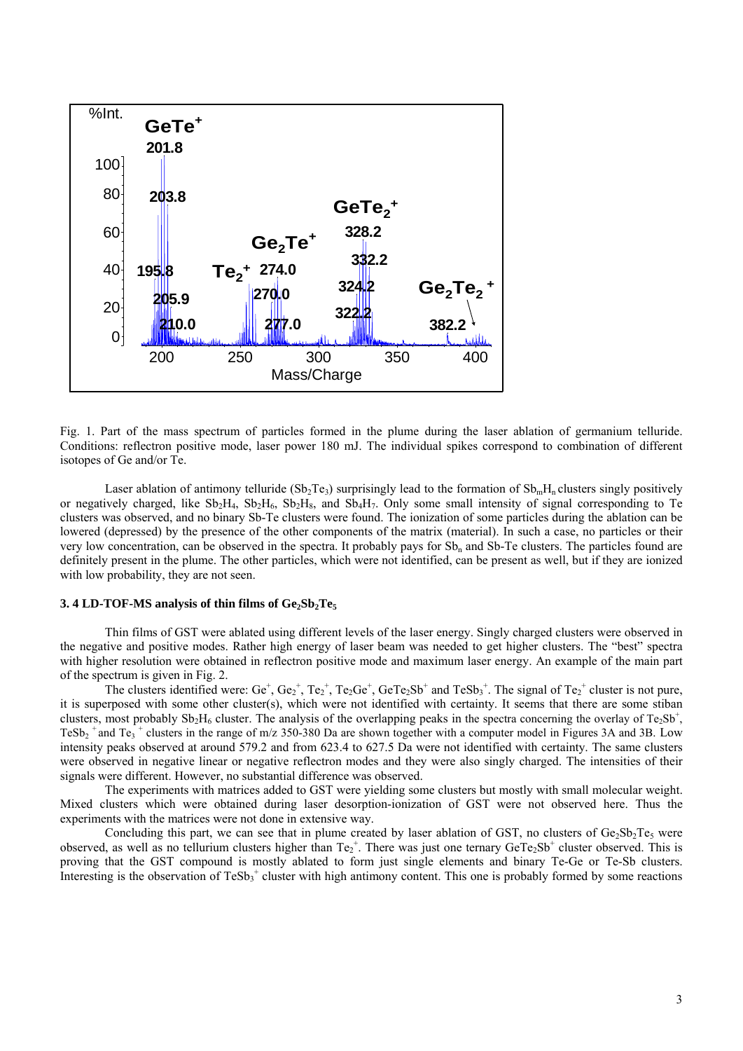Fig. 1. Part of the mass spectrum of particles formed in the plume during the laser ablation of germanium telluride. Conditions: reflectron positive mode, laser power 180 mJ. The individual spikes correspond to combination of different isotopes of Ge and/or Te.

Laser ablation of antimony telluride ($Sb_2Te_3$) surprisingly lead to the formation of $Sb_mH_n$ clusters singly positively or negatively charged, like $Sb_2H_4$, $Sb_2H_6$, $Sb_2H_8$, and $Sb_4H_7$. Only some small intensity of signal corresponding to Te clusters was observed, and no binary Sb-Te clusters were found. The ionization of some particles during the ablation can be lowered (depressed) by the presence of the other components of the matrix (material). In such a case, no particles or their very low concentration, can be observed in the spectra. It probably pays for $Sb_n$ and Sb-Te clusters. The particles found are definitely present in the plume. The other particles, which were not identified, can be present as well, but if they are ionized with low probability, they are not seen.

### 3. 4 LD-TOF-MS analysis of thin films of $Ge_2Sb_2Te_5$

Thin films of GST were ablated using different levels of the laser energy. Singly charged clusters were observed in the negative and positive modes. Rather high energy of laser beam was needed to get higher clusters. The "best" spectra with higher resolution were obtained in reflectron positive mode and maximum laser energy. An example of the main part of the spectrum is given in Fig. 2.

The clusters identified were: $Ge^+$, $Ge_2^+$, $Te_2^+$, $Te_2Ge^+$, $GeTe_2Sb^+$ and $TeSb_3^+$. The signal of $Te_2^+$ cluster is not pure, it is superposed with some other cluster(s), which were not identified with certainty. It seems that there are some stiban clusters, most probably $Sb_2H_6$ cluster. The analysis of the overlapping peaks in the spectra concerning the overlay of $Te_2Sb^+$, $TeSb_2^+$ and $Te_3^+$ clusters in the range of m/z 350-380 Da are shown together with a computer model in Figures 3A and 3B. Low intensity peaks observed at around 579.2 and from 623.4 to 627.5 Da were not identified with certainty. The same clusters were observed in negative linear or negative reflectron modes and they were also singly charged. The intensities of their signals were different. However, no substantial difference was observed.

The experiments with matrices added to GST were yielding some clusters but mostly with small molecular weight. Mixed clusters which were obtained during laser desorption-ionization of GST were not observed here. Thus the experiments with the matrices were not done in extensive way.

Concluding this part, we can see that in plume created by laser ablation of GST, no clusters of $Ge_2Sb_2Te_5$ were observed, as well as no tellurium clusters higher than $Te_2^+$. There was just one ternary $GeTe_2Sb^+$ cluster observed. This is proving that the GST compound is mostly ablated to form just single elements and binary Te-Ge or Te-Sb clusters. Interesting is the observation of $TeSb_3^+$ cluster with high antimony content. This one is probably formed by some reactions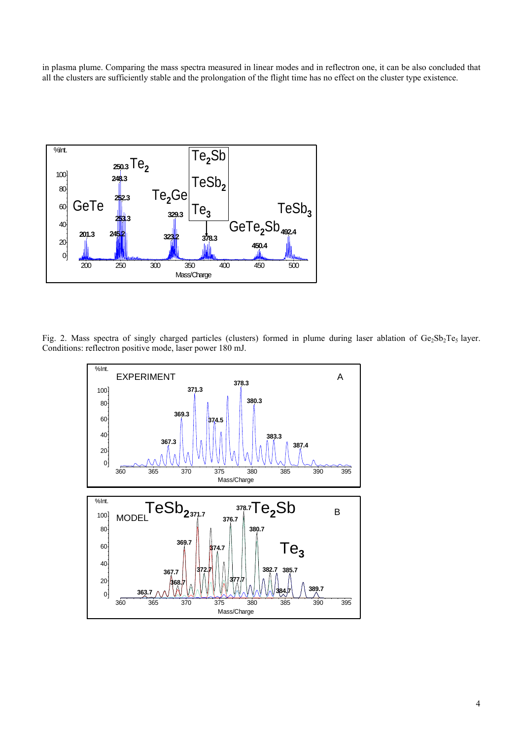in plasma plume. Comparing the mass spectra measured in linear modes and in reflectron one, it can be also concluded that all the clusters are sufficiently stable and the prolongation of the flight time has no effect on the cluster type existence.

Fig. 2. Mass spectra of singly charged particles (clusters) formed in plume during laser ablation of $Ge_2Sb_2Te_5$ layer. Conditions: reflectron positive mode, laser power 180 mJ.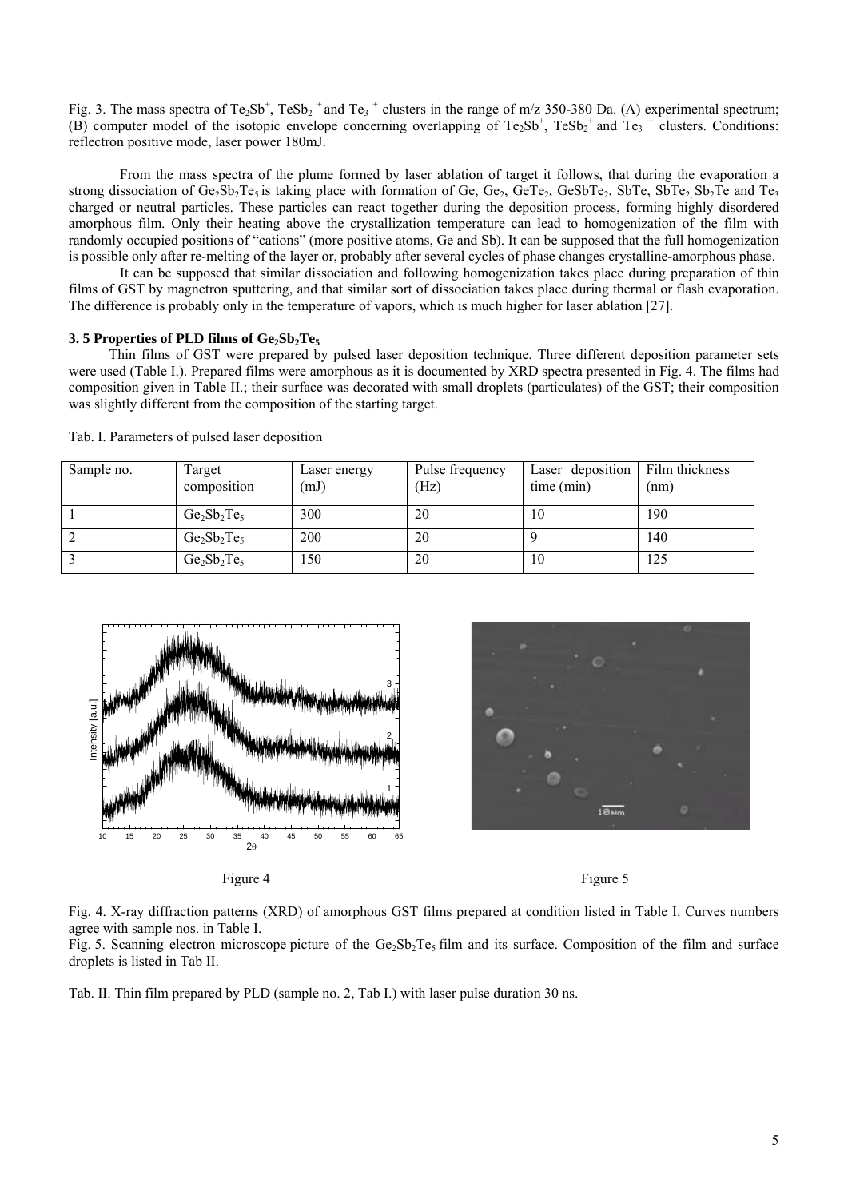Fig. 3. The mass spectra of $Te_2Sb^+$, $TeSb_2^+$ and $Te_3^+$ clusters in the range of m/z 350-380 Da. (A) experimental spectrum; (B) computer model of the isotopic envelope concerning overlapping of $Te_2Sb^+$, $TeSb_2^+$ and $Te_3^+$ clusters. Conditions: reflectron positive mode, laser power 180mJ.

From the mass spectra of the plume formed by laser ablation of target it follows, that during the evaporation a strong dissociation of $Ge_2Sb_2Te_5$ is taking place with formation of Ge, $Ge_2$, $GeTe_2$, $GeSbTe_2$, SbTe, $SbTe_2$, $Sb_2Te$ and $Te_3$ charged or neutral particles. These particles can react together during the deposition process, forming highly disordered amorphous film. Only their heating above the crystallization temperature can lead to homogenization of the film with randomly occupied positions of "cations" (more positive atoms, Ge and Sb). It can be supposed that the full homogenization is possible only after re-melting of the layer or, probably after several cycles of phase changes crystalline-amorphous phase.

It can be supposed that similar dissociation and following homogenization takes place during preparation of thin films of GST by magnetron sputtering, and that similar sort of dissociation takes place during thermal or flash evaporation. The difference is probably only in the temperature of vapors, which is much higher for laser ablation [27].

### 3. 5 Properties of PLD films of $Ge_2Sb_2Te_5$

Thin films of GST were prepared by pulsed laser deposition technique. Three different deposition parameter sets were used (Table I.). Prepared films were amorphous as it is documented by XRD spectra presented in Fig. 4. The films had composition given in Table II.; their surface was decorated with small droplets (particulates) of the GST; their composition was slightly different from the composition of the starting target.

Tab. I. Parameters of pulsed laser deposition

| Sample no. | Target composition | Laser energy (mJ) | Pulse frequency (Hz) | Laser deposition time (min) | Film thickness (nm) |
|---|---|---|---|---|---|
| 1 | $Ge_2Sb_2Te_5$ | 300 | 20 | 10 | 190 |
| 2 | $Ge_2Sb_2Te_5$ | 200 | 20 | 9 | 140 |
| 3 | $Ge_2Sb_2Te_5$ | 150 | 20 | 10 | 125 |

Figure 4

Figure 5

Fig. 4. X-ray diffraction patterns (XRD) of amorphous GST films prepared at condition listed in Table I. Curves numbers agree with sample nos. in Table I.

Fig. 5. Scanning electron microscope picture of the $Ge_2Sb_2Te_5$ film and its surface. Composition of the film and surface droplets is listed in Tab II.

Tab. II. Thin film prepared by PLD (sample no. 2, Tab I.) with laser pulse duration 30 ns.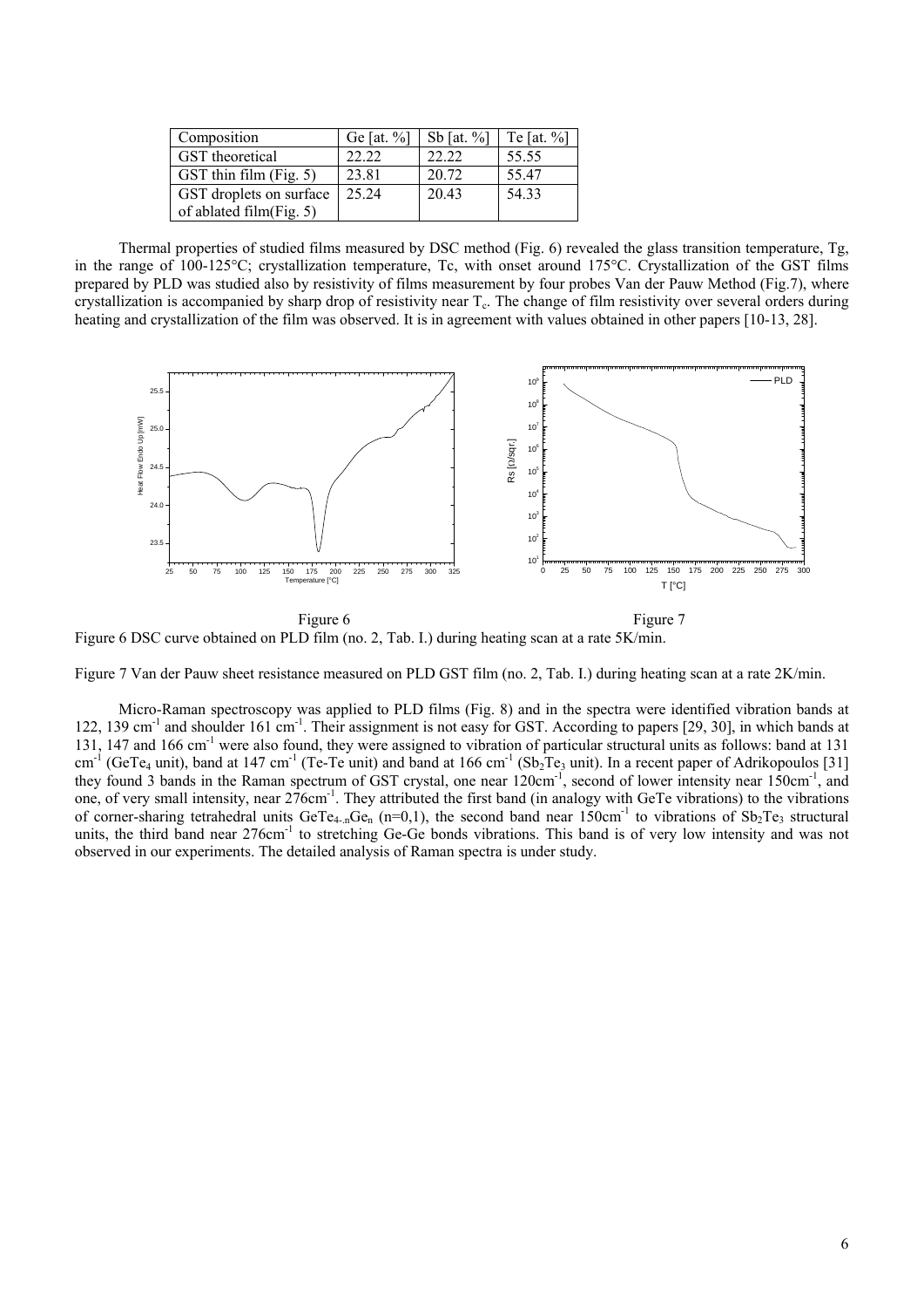| Composition | Ge [at. %] | Sb [at. %] | Te [at. %] |
|---|---|---|---|
| GST theoretical | 22.22 | 22.22 | 55.55 |
| GST thin film (Fig. 5) | 23.81 | 20.72 | 55.47 |
| GST droplets on surface of ablated film(Fig. 5) | 25.24 | 20.43 | 54.33 |

Thermal properties of studied films measured by DSC method (Fig. 6) revealed the glass transition temperature, Tg, in the range of 100-125°C; crystallization temperature, Tc, with onset around 175°C. Crystallization of the GST films prepared by PLD was studied also by resistivity of films measurement by four probes Van der Pauw Method (Fig.7), where crystallization is accompanied by sharp drop of resistivity near $T_c$. The change of film resistivity over several orders during heating and crystallization of the film was observed. It is in agreement with values obtained in other papers [10-13, 28].

Figure 6 Figure 7

Figure 6 DSC curve obtained on PLD film (no. 2, Tab. I.) during heating scan at a rate 5K/min.

Figure 7 Van der Pauw sheet resistance measured on PLD GST film (no. 2, Tab. I.) during heating scan at a rate 2K/min.

Micro-Raman spectroscopy was applied to PLD films (Fig. 8) and in the spectra were identified vibration bands at 122, 139 $cm^{-1}$ and shoulder 161 $cm^{-1}$. Their assignment is not easy for GST. According to papers [29, 30], in which bands at 131, 147 and 166 $cm^{-1}$ were also found, they were assigned to vibration of particular structural units as follows: band at 131 $cm^{-1}$ ($GeTe_4$ unit), band at 147 $cm^{-1}$ (Te-Te unit) and band at 166 $cm^{-1}$ ($Sb_2Te_3$ unit). In a recent paper of Adrikopoulos [31] they found 3 bands in the Raman spectrum of GST crystal, one near 120$cm^{-1}$, second of lower intensity near 150$cm^{-1}$, and one, of very small intensity, near 276$cm^{-1}$. They attributed the first band (in analogy with GeTe vibrations) to the vibrations of corner-sharing tetrahedral units $GeTe_{4-n}Ge_n$ (n=0,1), the second band near 150$cm^{-1}$ to vibrations of $Sb_2Te_3$ structural units, the third band near 276$cm^{-1}$ to stretching Ge-Ge bonds vibrations. This band is of very low intensity and was not observed in our experiments. The detailed analysis of Raman spectra is under study.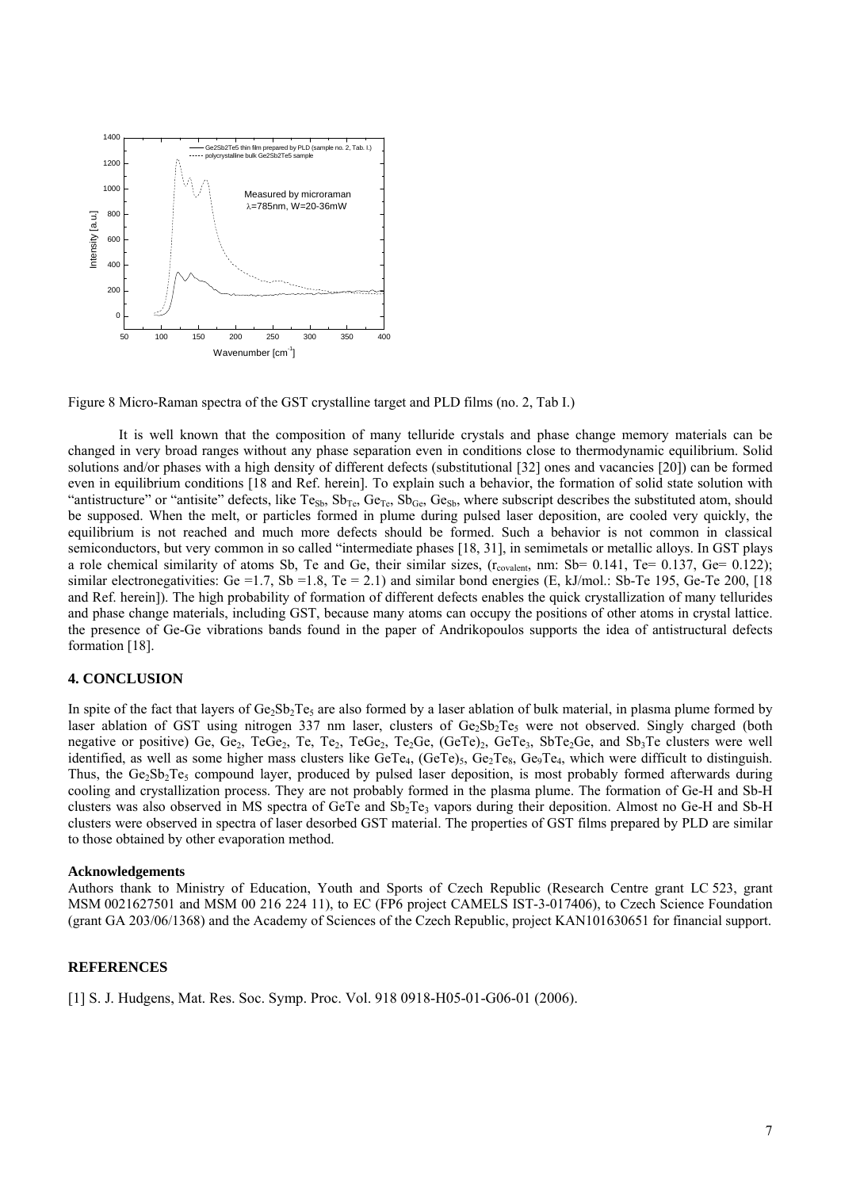Figure 8 Micro-Raman spectra of the GST crystalline target and PLD films (no. 2, Tab I.)

It is well known that the composition of many telluride crystals and phase change memory materials can be changed in very broad ranges without any phase separation even in conditions close to thermodynamic equilibrium. Solid solutions and/or phases with a high density of different defects (substitutional [32] ones and vacancies [20]) can be formed even in equilibrium conditions [18 and Ref. herein]. To explain such a behavior, the formation of solid state solution with "antistructure" or "antisite" defects, like $Te_{Sb}$, $Sb_{Te}$, $Ge_{Te}$, $Sb_{Ge}$, $Ge_{Sb}$, where subscript describes the substituted atom, should be supposed. When the melt, or particles formed in plume during pulsed laser deposition, are cooled very quickly, the equilibrium is not reached and much more defects should be formed. Such a behavior is not common in classical semiconductors, but very common in so called "intermediate phases [18, 31], in semimetals or metallic alloys. In GST plays a role chemical similarity of atoms Sb, Te and Ge, their similar sizes, ($r_{covalent}$, nm: Sb= 0.141, Te= 0.137, Ge= 0.122); similar electronegativities: Ge =1.7, Sb =1.8, Te = 2.1) and similar bond energies (E, kJ/mol.: Sb-Te 195, Ge-Te 200, [18 and Ref. herein]). The high probability of formation of different defects enables the quick crystallization of many tellurides and phase change materials, including GST, because many atoms can occupy the positions of other atoms in crystal lattice. the presence of Ge-Ge vibrations bands found in the paper of Andrikopoulos supports the idea of antistructural defects formation [18].

## 4. CONCLUSION

In spite of the fact that layers of $Ge_2Sb_2Te_5$ are also formed by a laser ablation of bulk material, in plasma plume formed by laser ablation of GST using nitrogen 337 nm laser, clusters of $Ge_2Sb_2Te_5$ were not observed. Singly charged (both negative or positive) Ge, $Ge_2$, $TeGe_2$, Te, $Te_2$, $TeGe_2$, $Te_2Ge$, $(GeTe)_2$, $GeTe_3$, $SbTe_2Ge$, and $Sb_3Te$ clusters were well identified, as well as some higher mass clusters like $GeTe_4$, $(GeTe)_5$, $Ge_2Te_8$, $Ge_9Te_4$, which were difficult to distinguish. Thus, the $Ge_2Sb_2Te_5$ compound layer, produced by pulsed laser deposition, is most probably formed afterwards during cooling and crystallization process. They are not probably formed in the plasma plume. The formation of Ge-H and Sb-H clusters was also observed in MS spectra of GeTe and $Sb_2Te_3$ vapors during their deposition. Almost no Ge-H and Sb-H clusters were observed in spectra of laser desorbed GST material. The properties of GST films prepared by PLD are similar to those obtained by other evaporation method.

**Acknowledgements**

Authors thank to Ministry of Education, Youth and Sports of Czech Republic (Research Centre grant LC 523, grant MSM 0021627501 and MSM 00 216 224 11), to EC (FP6 project CAMELS IST-3-017406), to Czech Science Foundation (grant GA 203/06/1368) and the Academy of Sciences of the Czech Republic, project KAN101630651 for financial support.

## REFERENCES

[1] S. J. Hudgens, Mat. Res. Soc. Symp. Proc. Vol. 918 0918-H05-01-G06-01 (2006).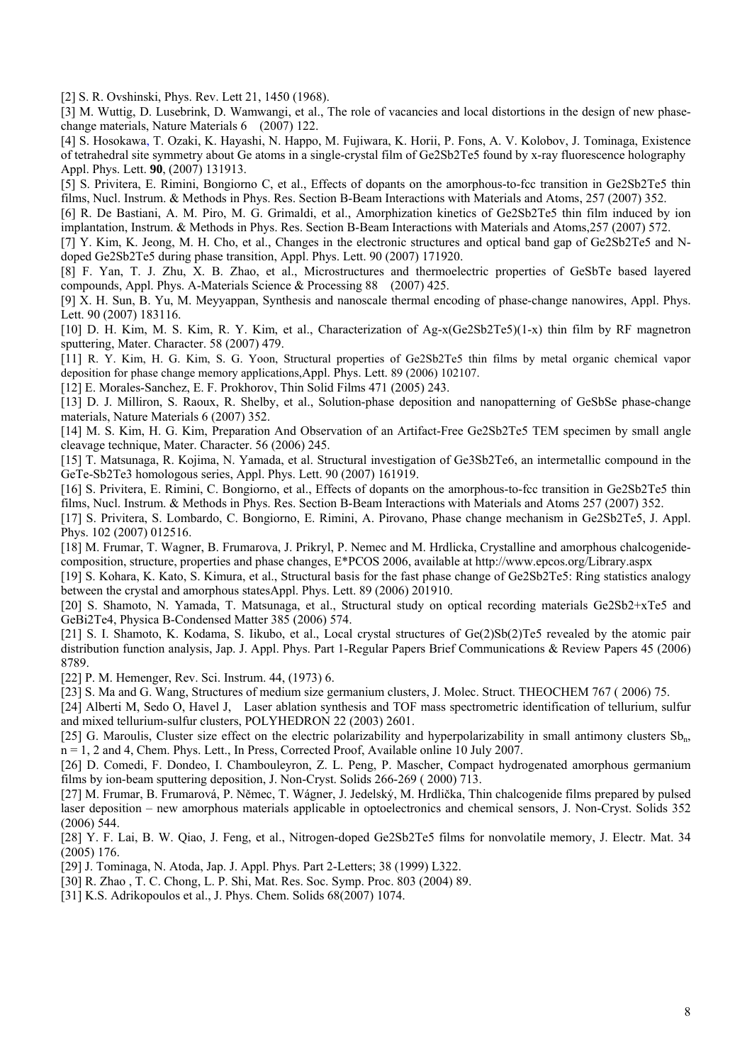[2] S. R. Ovshinski, Phys. Rev. Lett 21, 1450 (1968).

[3] M. Wuttig, D. Lusebrink, D. Wamwangi, et al., The role of vacancies and local distortions in the design of new phase-change materials, Nature Materials 6 (2007) 122.

[4] S. Hosokawa, T. Ozaki, K. Hayashi, N. Happo, M. Fujiwara, K. Horii, P. Fons, A. V. Kolobov, J. Tominaga, Existence of tetrahedral site symmetry about Ge atoms in a single-crystal film of Ge2Sb2Te5 found by x-ray fluorescence holography Appl. Phys. Lett. **90**, (2007) 131913.

[5] S. Privitera, E. Rimini, Bongiorno C, et al., Effects of dopants on the amorphous-to-fcc transition in Ge2Sb2Te5 thin films, Nucl. Instrum. & Methods in Phys. Res. Section B-Beam Interactions with Materials and Atoms, 257 (2007) 352.

[6] R. De Bastiani, A. M. Piro, M. G. Grimaldi, et al., Amorphization kinetics of Ge2Sb2Te5 thin film induced by ion implantation, Instrum. & Methods in Phys. Res. Section B-Beam Interactions with Materials and Atoms,257 (2007) 572.

[7] Y. Kim, K. Jeong, M. H. Cho, et al., Changes in the electronic structures and optical band gap of Ge2Sb2Te5 and N-doped Ge2Sb2Te5 during phase transition, Appl. Phys. Lett. 90 (2007) 171920.

[8] F. Yan, T. J. Zhu, X. B. Zhao, et al., Microstructures and thermoelectric properties of GeSbTe based layered compounds, Appl. Phys. A-Materials Science & Processing 88 (2007) 425.

[9] X. H. Sun, B. Yu, M. Meyyappan, Synthesis and nanoscale thermal encoding of phase-change nanowires, Appl. Phys. Lett. 90 (2007) 183116.

[10] D. H. Kim, M. S. Kim, R. Y. Kim, et al., Characterization of Ag-x(Ge2Sb2Te5)(1-x) thin film by RF magnetron sputtering, Mater. Character. 58 (2007) 479.

[11] R. Y. Kim, H. G. Kim, S. G. Yoon, Structural properties of Ge2Sb2Te5 thin films by metal organic chemical vapor deposition for phase change memory applications,Appl. Phys. Lett. 89 (2006) 102107.

[12] E. Morales-Sanchez, E. F. Prokhorov, Thin Solid Films 471 (2005) 243.

[13] D. J. Milliron, S. Raoux, R. Shelby, et al., Solution-phase deposition and nanopatterning of GeSbSe phase-change materials, Nature Materials 6 (2007) 352.

[14] M. S. Kim, H. G. Kim, Preparation And Observation of an Artifact-Free Ge2Sb2Te5 TEM specimen by small angle cleavage technique, Mater. Character. 56 (2006) 245.

[15] T. Matsunaga, R. Kojima, N. Yamada, et al. Structural investigation of Ge3Sb2Te6, an intermetallic compound in the GeTe-Sb2Te3 homologous series, Appl. Phys. Lett. 90 (2007) 161919.

[16] S. Privitera, E. Rimini, C. Bongiorno, et al., Effects of dopants on the amorphous-to-fcc transition in Ge2Sb2Te5 thin films, Nucl. Instrum. & Methods in Phys. Res. Section B-Beam Interactions with Materials and Atoms 257 (2007) 352.

[17] S. Privitera, S. Lombardo, C. Bongiorno, E. Rimini, A. Pirovano, Phase change mechanism in Ge2Sb2Te5, J. Appl. Phys. 102 (2007) 012516.

[18] M. Frumar, T. Wagner, B. Frumarova, J. Prikryl, P. Nemec and M. Hrdlicka, Crystalline and amorphous chalcogenide-composition, structure, properties and phase changes, E*PCOS 2006, available at http://www.epcos.org/Library.aspx

[19] S. Kohara, K. Kato, S. Kimura, et al., Structural basis for the fast phase change of Ge2Sb2Te5: Ring statistics analogy between the crystal and amorphous statesAppl. Phys. Lett. 89 (2006) 201910.

[20] S. Shamoto, N. Yamada, T. Matsunaga, et al., Structural study on optical recording materials Ge2Sb2+xTe5 and GeBi2Te4, Physica B-Condensed Matter 385 (2006) 574.

[21] S. I. Shamoto, K. Kodama, S. Iikubo, et al., Local crystal structures of Ge(2)Sb(2)Te5 revealed by the atomic pair distribution function analysis, Jap. J. Appl. Phys. Part 1-Regular Papers Brief Communications & Review Papers 45 (2006) 8789.

[22] P. M. Hemenger, Rev. Sci. Instrum. 44, (1973) 6.

[23] S. Ma and G. Wang, Structures of medium size germanium clusters, J. Molec. Struct. THEOCHEM 767 ( 2006) 75.

[24] Alberti M, Sedo O, Havel J, Laser ablation synthesis and TOF mass spectrometric identification of tellurium, sulfur and mixed tellurium-sulfur clusters, POLYHEDRON 22 (2003) 2601.

[25] G. Maroulis, Cluster size effect on the electric polarizability and hyperpolarizability in small antimony clusters $Sb_n$, n = 1, 2 and 4, Chem. Phys. Lett., In Press, Corrected Proof, Available online 10 July 2007.

[26] D. Comedi, F. Dondeo, I. Chambouleyron, Z. L. Peng, P. Mascher, Compact hydrogenated amorphous germanium films by ion-beam sputtering deposition, J. Non-Cryst. Solids 266-269 ( 2000) 713.

[27] M. Frumar, B. Frumarová, P. Němec, T. Wágner, J. Jedelský, M. Hrdlička, Thin chalcogenide films prepared by pulsed laser deposition – new amorphous materials applicable in optoelectronics and chemical sensors, J. Non-Cryst. Solids 352 (2006) 544.

[28] Y. F. Lai, B. W. Qiao, J. Feng, et al., Nitrogen-doped Ge2Sb2Te5 films for nonvolatile memory, J. Electr. Mat. 34 (2005) 176.

[29] J. Tominaga, N. Atoda, Jap. J. Appl. Phys. Part 2-Letters; 38 (1999) L322.

[30] R. Zhao , T. C. Chong, L. P. Shi, Mat. Res. Soc. Symp. Proc. 803 (2004) 89.

[31] K.S. Adrikopoulos et al., J. Phys. Chem. Solids 68(2007) 1074.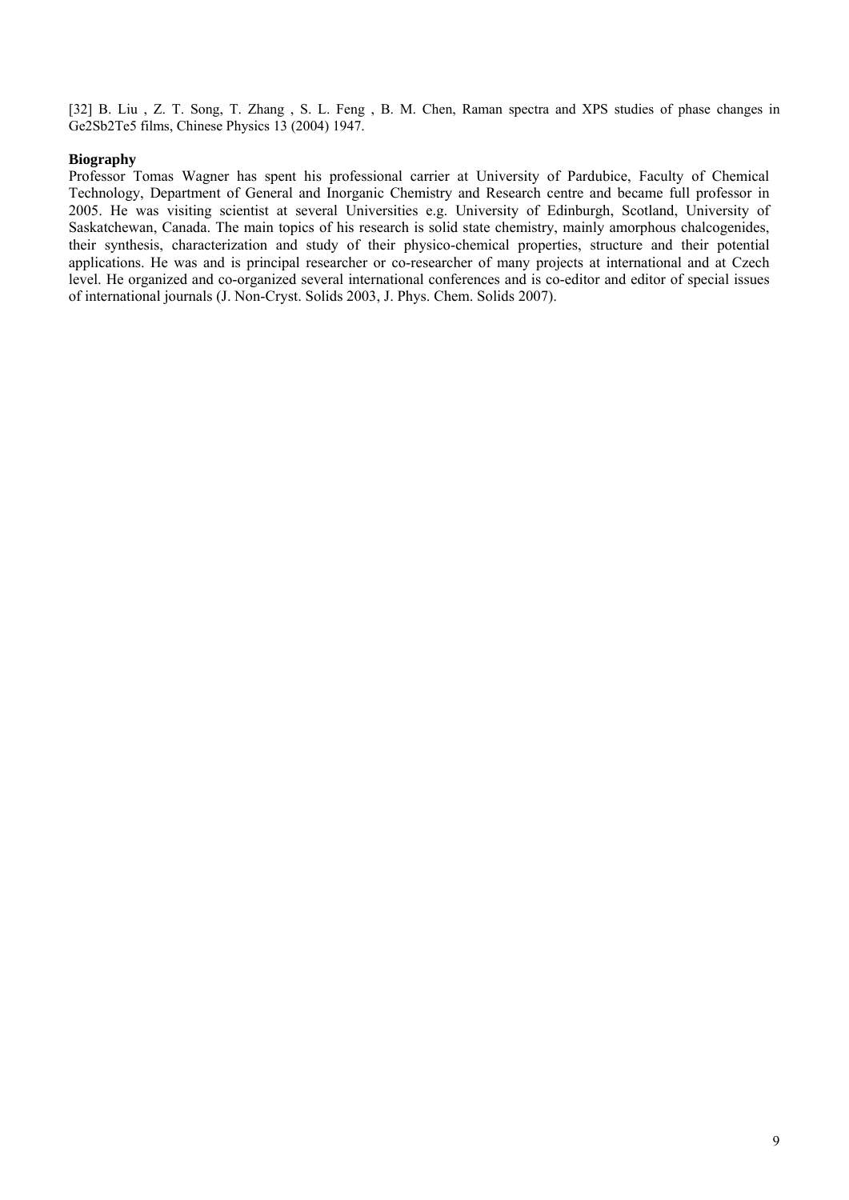[32] B. Liu , Z. T. Song, T. Zhang , S. L. Feng , B. M. Chen, Raman spectra and XPS studies of phase changes in $Ge_2Sb_2Te_5$ films, Chinese Physics 13 (2004) 1947.

**Biography**

Professor Tomas Wagner has spent his professional carrier at University of Pardubice, Faculty of Chemical Technology, Department of General and Inorganic Chemistry and Research centre and became full professor in 2005. He was visiting scientist at several Universities e.g. University of Edinburgh, Scotland, University of Saskatchewan, Canada. The main topics of his research is solid state chemistry, mainly amorphous chalcogenides, their synthesis, characterization and study of their physico-chemical properties, structure and their potential applications. He was and is principal researcher or co-researcher of many projects at international and at Czech level. He organized and co-organized several international conferences and is co-editor and editor of special issues of international journals (J. Non-Cryst. Solids 2003, J. Phys. Chem. Solids 2007).